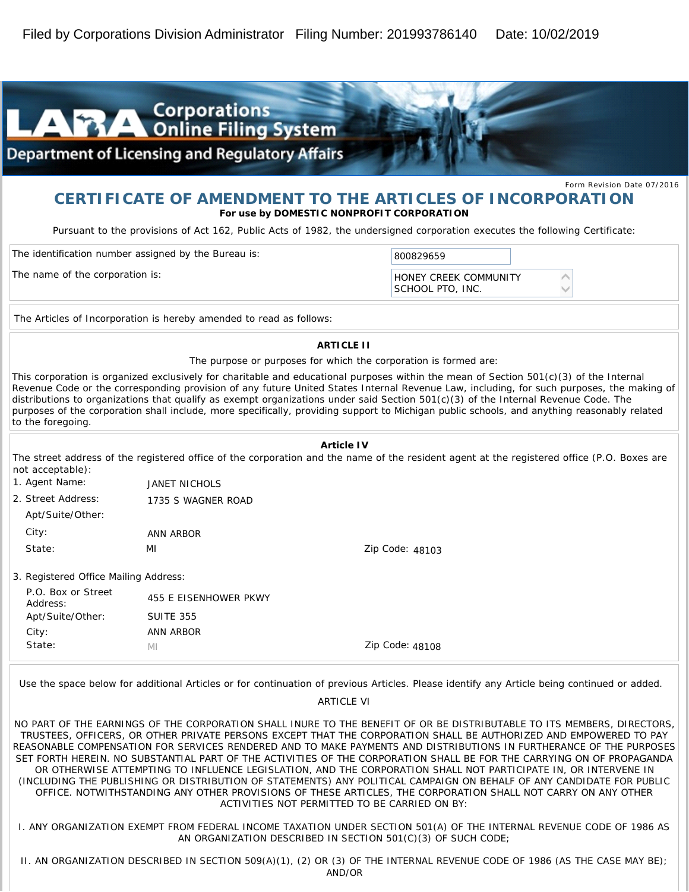Filed by Corporations Division Administrator   Filing Number: 201993786140   Date: 10/02/2019

LARA Corporations Online Filing System
Department of Licensing and Regulatory Affairs

Form Revision Date 07/2016

# CERTIFICATE OF AMENDMENT TO THE ARTICLES OF INCORPORATION

**For use by DOMESTIC NONPROFIT CORPORATION**

Pursuant to the provisions of Act 162, Public Acts of 1982, the undersigned corporation executes the following Certificate:

| | |
|---|---|
| The identification number assigned by the Bureau is: | 800829659 |
| The name of the corporation is: | HONEY CREEK COMMUNITY SCHOOL PTO, INC. |

The Articles of Incorporation is hereby amended to read as follows:

**ARTICLE II**

The purpose or purposes for which the corporation is formed are:

This corporation is organized exclusively for charitable and educational purposes within the mean of Section 501(c)(3) of the Internal Revenue Code or the corresponding provision of any future United States Internal Revenue Law, including, for such purposes, the making of distributions to organizations that qualify as exempt organizations under said Section 501(c)(3) of the Internal Revenue Code. The purposes of the corporation shall include, more specifically, providing support to Michigan public schools, and anything reasonably related to the foregoing.

**Article IV**

The street address of the registered office of the corporation and the name of the resident agent at the registered office (P.O. Boxes are not acceptable):

1. Agent Name: JANET NICHOLS
2. Street Address: 1735 S WAGNER ROAD
   Apt/Suite/Other:
   City: ANN ARBOR
   State: MI   Zip Code: 48103

3. Registered Office Mailing Address:
   P.O. Box or Street Address: 455 E EISENHOWER PKWY
   Apt/Suite/Other: SUITE 355
   City: ANN ARBOR
   State: MI   Zip Code: 48108

Use the space below for additional Articles or for continuation of previous Articles. Please identify any Article being continued or added.

ARTICLE VI

NO PART OF THE EARNINGS OF THE CORPORATION SHALL INURE TO THE BENEFIT OF OR BE DISTRIBUTABLE TO ITS MEMBERS, DIRECTORS, TRUSTEES, OFFICERS, OR OTHER PRIVATE PERSONS EXCEPT THAT THE CORPORATION SHALL BE AUTHORIZED AND EMPOWERED TO PAY REASONABLE COMPENSATION FOR SERVICES RENDERED AND TO MAKE PAYMENTS AND DISTRIBUTIONS IN FURTHERANCE OF THE PURPOSES SET FORTH HEREIN. NO SUBSTANTIAL PART OF THE ACTIVITIES OF THE CORPORATION SHALL BE FOR THE CARRYING ON OF PROPAGANDA OR OTHERWISE ATTEMPTING TO INFLUENCE LEGISLATION, AND THE CORPORATION SHALL NOT PARTICIPATE IN, OR INTERVENE IN (INCLUDING THE PUBLISHING OR DISTRIBUTION OF STATEMENTS) ANY POLITICAL CAMPAIGN ON BEHALF OF ANY CANDIDATE FOR PUBLIC OFFICE. NOTWITHSTANDING ANY OTHER PROVISIONS OF THESE ARTICLES, THE CORPORATION SHALL NOT CARRY ON ANY OTHER ACTIVITIES NOT PERMITTED TO BE CARRIED ON BY:

I. ANY ORGANIZATION EXEMPT FROM FEDERAL INCOME TAXATION UNDER SECTION 501(A) OF THE INTERNAL REVENUE CODE OF 1986 AS AN ORGANIZATION DESCRIBED IN SECTION 501(C)(3) OF SUCH CODE;

II. AN ORGANIZATION DESCRIBED IN SECTION 509(A)(1), (2) OR (3) OF THE INTERNAL REVENUE CODE OF 1986 (AS THE CASE MAY BE); AND/OR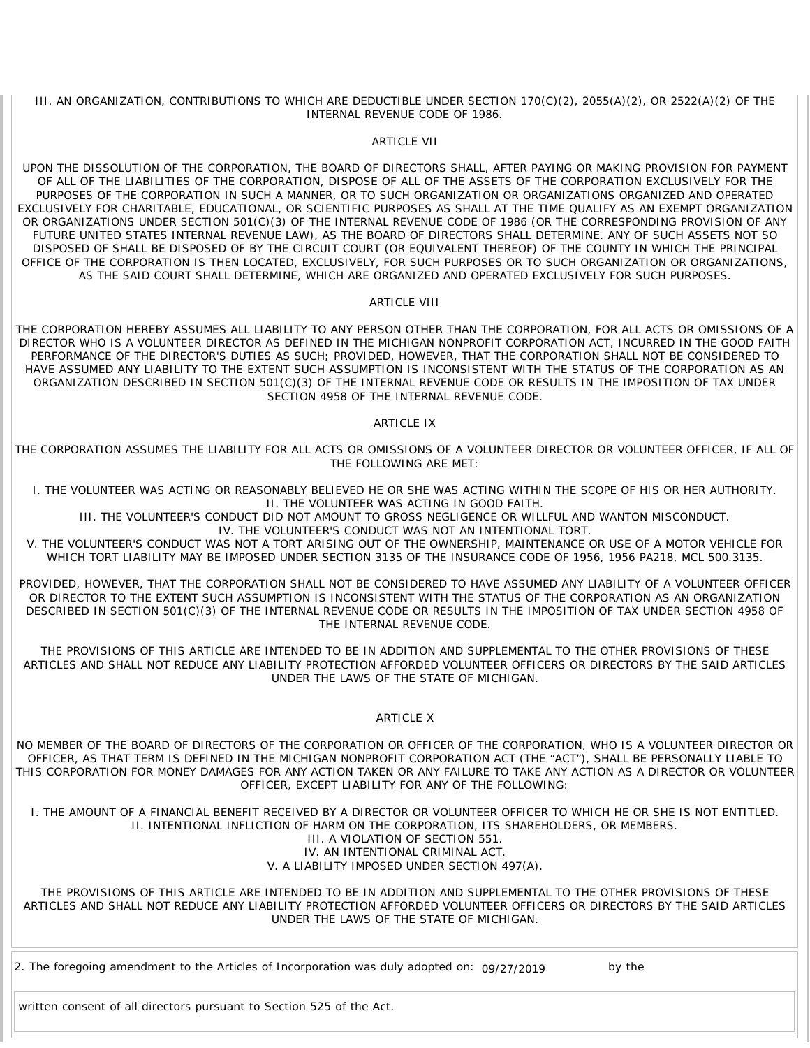III. AN ORGANIZATION, CONTRIBUTIONS TO WHICH ARE DEDUCTIBLE UNDER SECTION 170(C)(2), 2055(A)(2), OR 2522(A)(2) OF THE INTERNAL REVENUE CODE OF 1986.

ARTICLE VII

UPON THE DISSOLUTION OF THE CORPORATION, THE BOARD OF DIRECTORS SHALL, AFTER PAYING OR MAKING PROVISION FOR PAYMENT OF ALL OF THE LIABILITIES OF THE CORPORATION, DISPOSE OF ALL OF THE ASSETS OF THE CORPORATION EXCLUSIVELY FOR THE PURPOSES OF THE CORPORATION IN SUCH A MANNER, OR TO SUCH ORGANIZATION OR ORGANIZATIONS ORGANIZED AND OPERATED EXCLUSIVELY FOR CHARITABLE, EDUCATIONAL, OR SCIENTIFIC PURPOSES AS SHALL AT THE TIME QUALIFY AS AN EXEMPT ORGANIZATION OR ORGANIZATIONS UNDER SECTION 501(C)(3) OF THE INTERNAL REVENUE CODE OF 1986 (OR THE CORRESPONDING PROVISION OF ANY FUTURE UNITED STATES INTERNAL REVENUE LAW), AS THE BOARD OF DIRECTORS SHALL DETERMINE. ANY OF SUCH ASSETS NOT SO DISPOSED OF SHALL BE DISPOSED OF BY THE CIRCUIT COURT (OR EQUIVALENT THEREOF) OF THE COUNTY IN WHICH THE PRINCIPAL OFFICE OF THE CORPORATION IS THEN LOCATED, EXCLUSIVELY, FOR SUCH PURPOSES OR TO SUCH ORGANIZATION OR ORGANIZATIONS, AS THE SAID COURT SHALL DETERMINE, WHICH ARE ORGANIZED AND OPERATED EXCLUSIVELY FOR SUCH PURPOSES.

ARTICLE VIII

THE CORPORATION HEREBY ASSUMES ALL LIABILITY TO ANY PERSON OTHER THAN THE CORPORATION, FOR ALL ACTS OR OMISSIONS OF A DIRECTOR WHO IS A VOLUNTEER DIRECTOR AS DEFINED IN THE MICHIGAN NONPROFIT CORPORATION ACT, INCURRED IN THE GOOD FAITH PERFORMANCE OF THE DIRECTOR'S DUTIES AS SUCH; PROVIDED, HOWEVER, THAT THE CORPORATION SHALL NOT BE CONSIDERED TO HAVE ASSUMED ANY LIABILITY TO THE EXTENT SUCH ASSUMPTION IS INCONSISTENT WITH THE STATUS OF THE CORPORATION AS AN ORGANIZATION DESCRIBED IN SECTION 501(C)(3) OF THE INTERNAL REVENUE CODE OR RESULTS IN THE IMPOSITION OF TAX UNDER SECTION 4958 OF THE INTERNAL REVENUE CODE.

ARTICLE IX

THE CORPORATION ASSUMES THE LIABILITY FOR ALL ACTS OR OMISSIONS OF A VOLUNTEER DIRECTOR OR VOLUNTEER OFFICER, IF ALL OF THE FOLLOWING ARE MET:

I. THE VOLUNTEER WAS ACTING OR REASONABLY BELIEVED HE OR SHE WAS ACTING WITHIN THE SCOPE OF HIS OR HER AUTHORITY.
II. THE VOLUNTEER WAS ACTING IN GOOD FAITH.
III. THE VOLUNTEER'S CONDUCT DID NOT AMOUNT TO GROSS NEGLIGENCE OR WILLFUL AND WANTON MISCONDUCT.
IV. THE VOLUNTEER'S CONDUCT WAS NOT AN INTENTIONAL TORT.
V. THE VOLUNTEER'S CONDUCT WAS NOT A TORT ARISING OUT OF THE OWNERSHIP, MAINTENANCE OR USE OF A MOTOR VEHICLE FOR WHICH TORT LIABILITY MAY BE IMPOSED UNDER SECTION 3135 OF THE INSURANCE CODE OF 1956, 1956 PA218, MCL 500.3135.

PROVIDED, HOWEVER, THAT THE CORPORATION SHALL NOT BE CONSIDERED TO HAVE ASSUMED ANY LIABILITY OF A VOLUNTEER OFFICER OR DIRECTOR TO THE EXTENT SUCH ASSUMPTION IS INCONSISTENT WITH THE STATUS OF THE CORPORATION AS AN ORGANIZATION DESCRIBED IN SECTION 501(C)(3) OF THE INTERNAL REVENUE CODE OR RESULTS IN THE IMPOSITION OF TAX UNDER SECTION 4958 OF THE INTERNAL REVENUE CODE.

THE PROVISIONS OF THIS ARTICLE ARE INTENDED TO BE IN ADDITION AND SUPPLEMENTAL TO THE OTHER PROVISIONS OF THESE ARTICLES AND SHALL NOT REDUCE ANY LIABILITY PROTECTION AFFORDED VOLUNTEER OFFICERS OR DIRECTORS BY THE SAID ARTICLES UNDER THE LAWS OF THE STATE OF MICHIGAN.

ARTICLE X

NO MEMBER OF THE BOARD OF DIRECTORS OF THE CORPORATION OR OFFICER OF THE CORPORATION, WHO IS A VOLUNTEER DIRECTOR OR OFFICER, AS THAT TERM IS DEFINED IN THE MICHIGAN NONPROFIT CORPORATION ACT (THE "ACT"), SHALL BE PERSONALLY LIABLE TO THIS CORPORATION FOR MONEY DAMAGES FOR ANY ACTION TAKEN OR ANY FAILURE TO TAKE ANY ACTION AS A DIRECTOR OR VOLUNTEER OFFICER, EXCEPT LIABILITY FOR ANY OF THE FOLLOWING:

I. THE AMOUNT OF A FINANCIAL BENEFIT RECEIVED BY A DIRECTOR OR VOLUNTEER OFFICER TO WHICH HE OR SHE IS NOT ENTITLED.
II. INTENTIONAL INFLICTION OF HARM ON THE CORPORATION, ITS SHAREHOLDERS, OR MEMBERS.
III. A VIOLATION OF SECTION 551.
IV. AN INTENTIONAL CRIMINAL ACT.
V. A LIABILITY IMPOSED UNDER SECTION 497(A).

THE PROVISIONS OF THIS ARTICLE ARE INTENDED TO BE IN ADDITION AND SUPPLEMENTAL TO THE OTHER PROVISIONS OF THESE ARTICLES AND SHALL NOT REDUCE ANY LIABILITY PROTECTION AFFORDED VOLUNTEER OFFICERS OR DIRECTORS BY THE SAID ARTICLES UNDER THE LAWS OF THE STATE OF MICHIGAN.

2. The foregoing amendment to the Articles of Incorporation was duly adopted on: 09/27/2019 by the

written consent of all directors pursuant to Section 525 of the Act.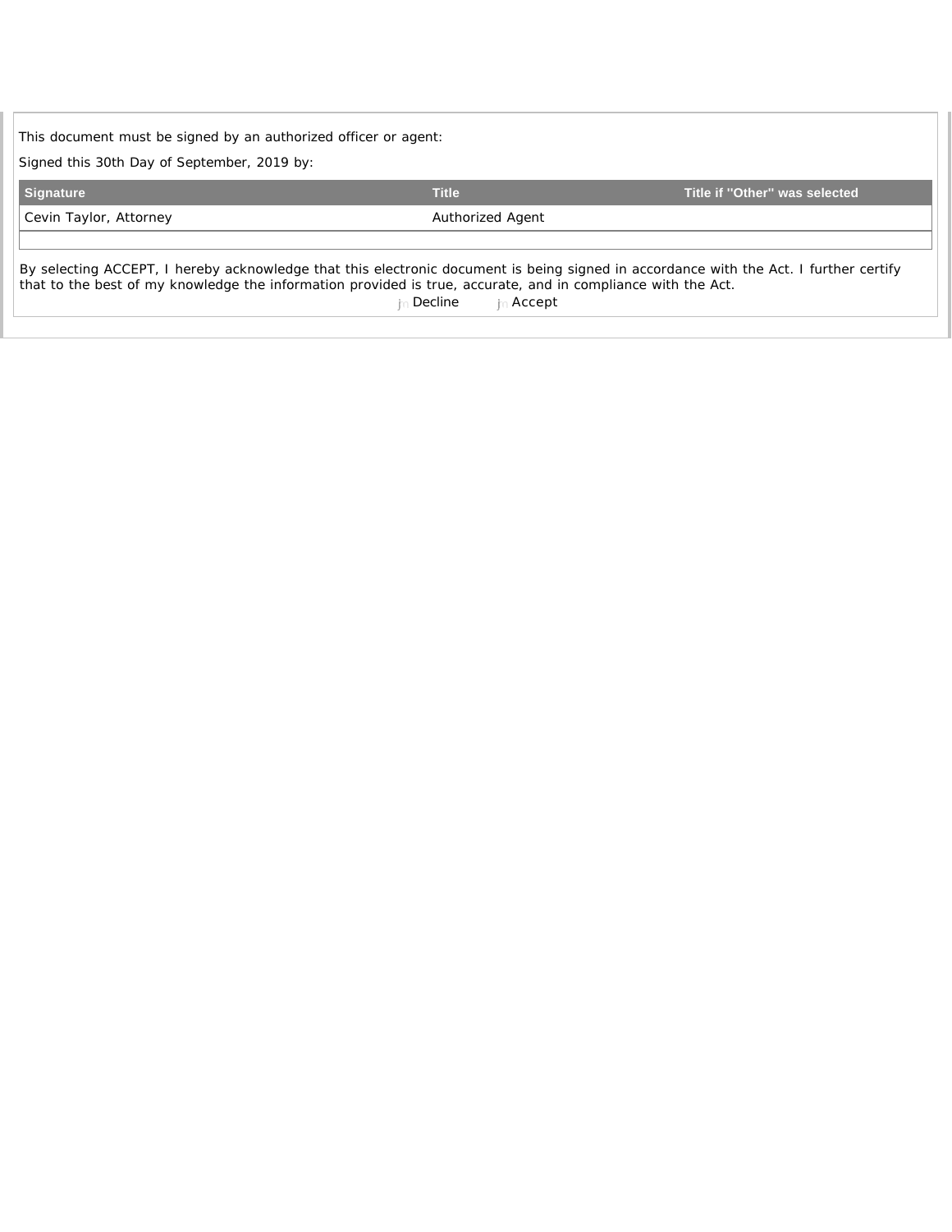This document must be signed by an authorized officer or agent:

Signed this 30th Day of September, 2019 by:

| Signature | Title | Title if "Other" was selected |
| --- | --- | --- |
| Cevin Taylor, Attorney | Authorized Agent | |
| | | |

By selecting ACCEPT, I hereby acknowledge that this electronic document is being signed in accordance with the Act. I further certify that to the best of my knowledge the information provided is true, accurate, and in compliance with the Act.

Decline   Accept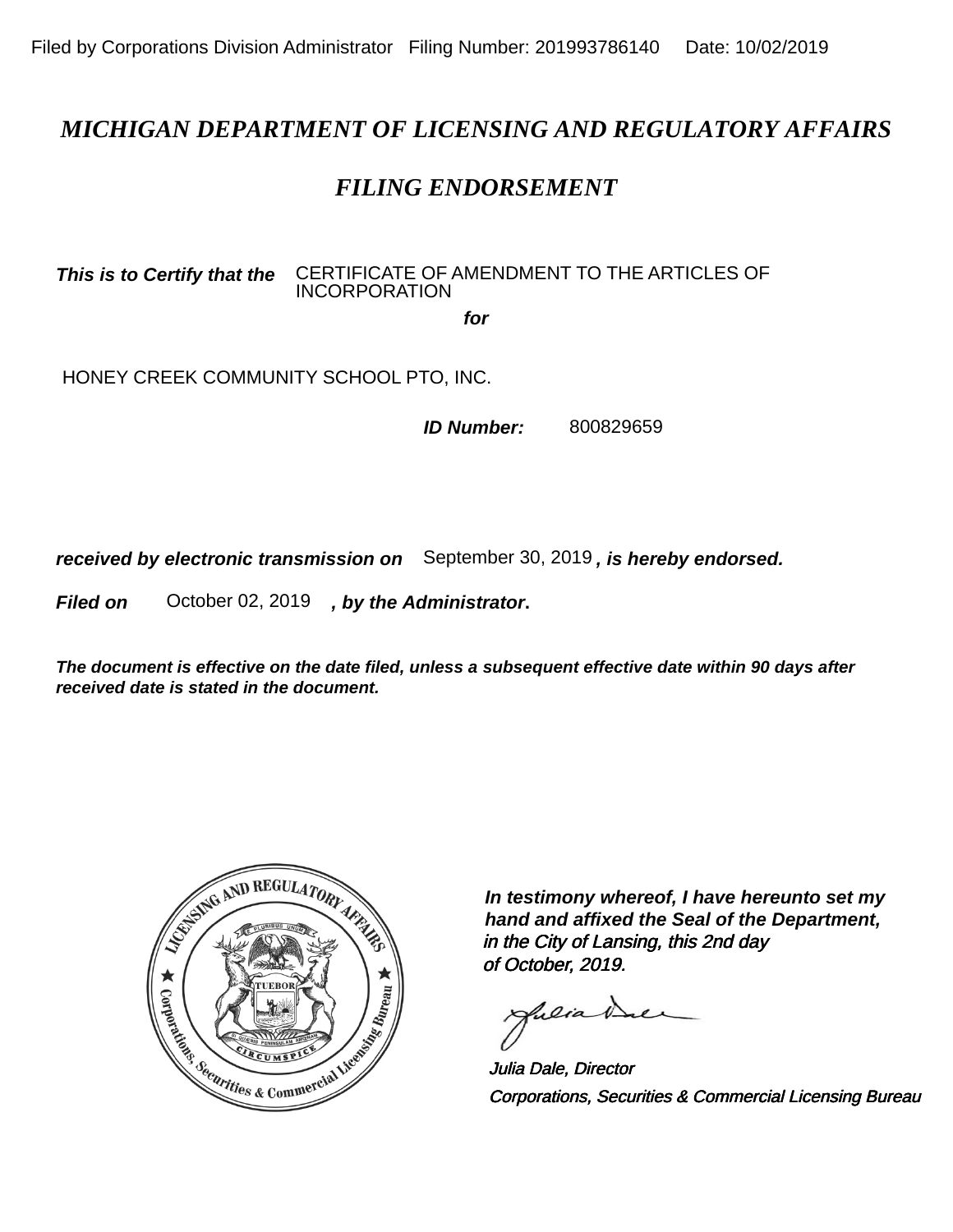Filed by Corporations Division Administrator Filing Number: 201993786140 Date: 10/02/2019

# *MICHIGAN DEPARTMENT OF LICENSING AND REGULATORY AFFAIRS*

## *FILING ENDORSEMENT*

***This is to Certify that the*** CERTIFICATE OF AMENDMENT TO THE ARTICLES OF INCORPORATION

***for***

HONEY CREEK COMMUNITY SCHOOL PTO, INC.

***ID Number:*** 800829659

***received by electronic transmission on*** September 30, 2019***, is hereby endorsed.***

***Filed on*** October 02, 2019 ***, by the Administrator.***

***The document is effective on the date filed, unless a subsequent effective date within 90 days after received date is stated in the document.***

***In testimony whereof, I have hereunto set my hand and affixed the Seal of the Department,*** *in the City of Lansing, this 2nd day of October, 2019.*

*Julia Dale, Director*
*Corporations, Securities & Commercial Licensing Bureau*